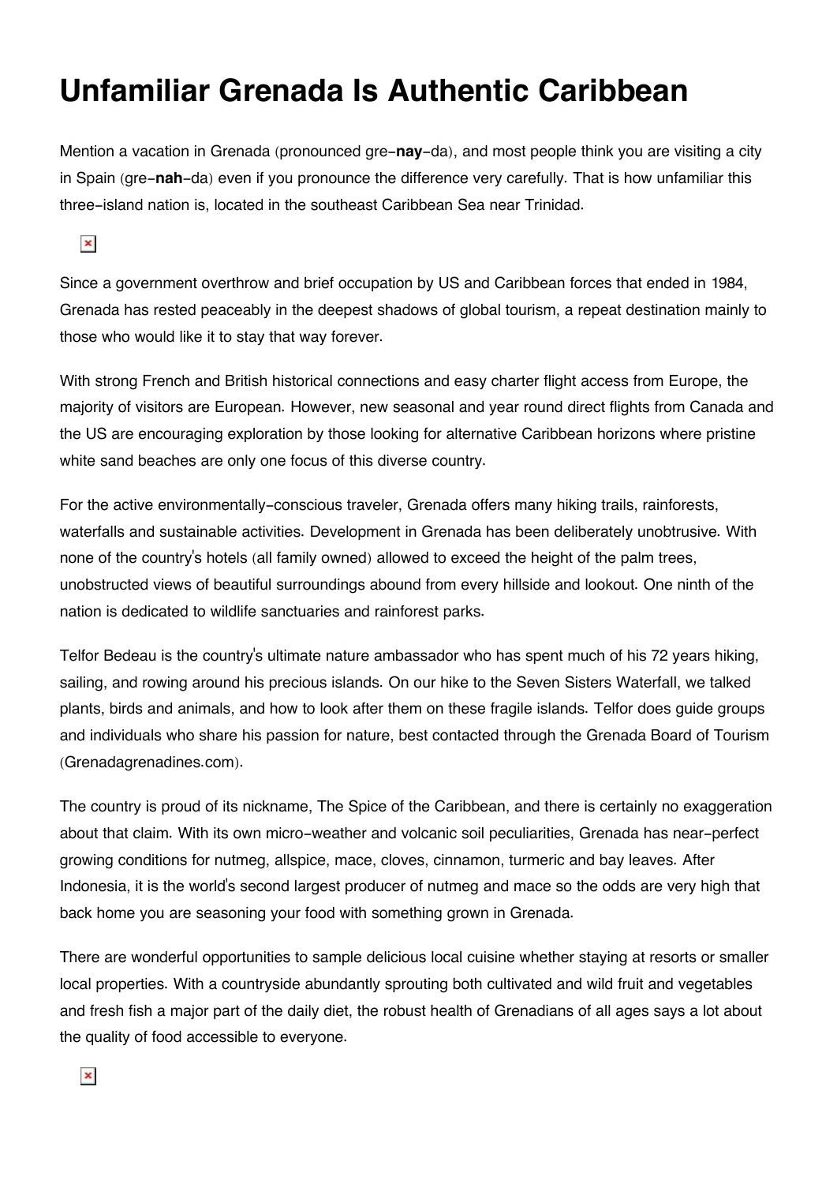# Unfamiliar Grenada Is Authentic Caribbean

Mention a vacation in Grenada (pronounced gre-**nay**-da), and most people think you are visiting a city in Spain (gre-**nah**-da) even if you pronounce the difference very carefully. That is how unfamiliar this three-island nation is, located in the southeast Caribbean Sea near Trinidad.

Since a government overthrow and brief occupation by US and Caribbean forces that ended in 1984, Grenada has rested peaceably in the deepest shadows of global tourism, a repeat destination mainly to those who would like it to stay that way forever.

With strong French and British historical connections and easy charter flight access from Europe, the majority of visitors are European. However, new seasonal and year round direct flights from Canada and the US are encouraging exploration by those looking for alternative Caribbean horizons where pristine white sand beaches are only one focus of this diverse country.

For the active environmentally-conscious traveler, Grenada offers many hiking trails, rainforests, waterfalls and sustainable activities. Development in Grenada has been deliberately unobtrusive. With none of the country's hotels (all family owned) allowed to exceed the height of the palm trees, unobstructed views of beautiful surroundings abound from every hillside and lookout. One ninth of the nation is dedicated to wildlife sanctuaries and rainforest parks.

Telfor Bedeau is the country's ultimate nature ambassador who has spent much of his 72 years hiking, sailing, and rowing around his precious islands. On our hike to the Seven Sisters Waterfall, we talked plants, birds and animals, and how to look after them on these fragile islands. Telfor does guide groups and individuals who share his passion for nature, best contacted through the Grenada Board of Tourism (Grenadagrenadines.com).

The country is proud of its nickname, The Spice of the Caribbean, and there is certainly no exaggeration about that claim. With its own micro-weather and volcanic soil peculiarities, Grenada has near-perfect growing conditions for nutmeg, allspice, mace, cloves, cinnamon, turmeric and bay leaves. After Indonesia, it is the world's second largest producer of nutmeg and mace so the odds are very high that back home you are seasoning your food with something grown in Grenada.

There are wonderful opportunities to sample delicious local cuisine whether staying at resorts or smaller local properties. With a countryside abundantly sprouting both cultivated and wild fruit and vegetables and fresh fish a major part of the daily diet, the robust health of Grenadians of all ages says a lot about the quality of food accessible to everyone.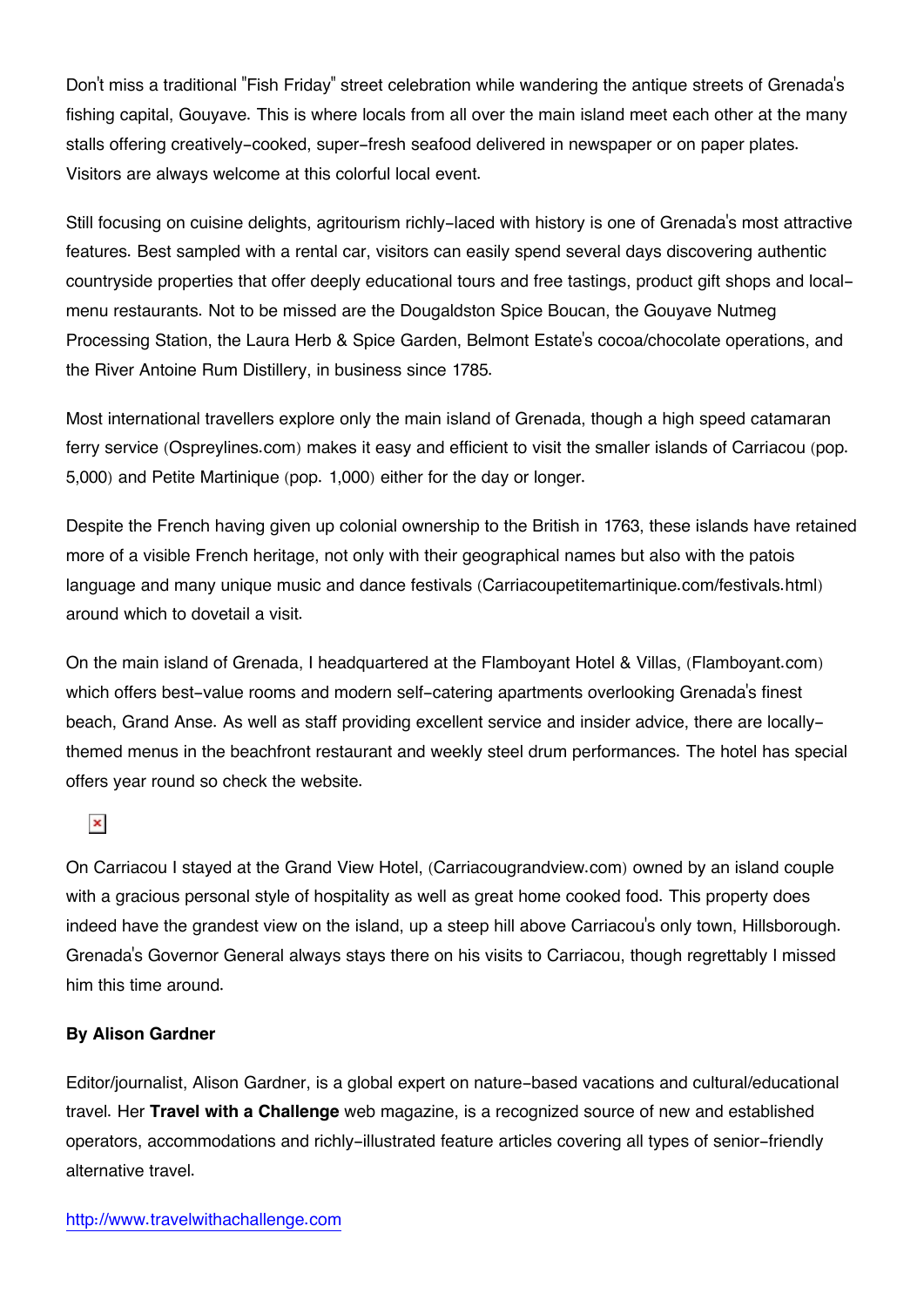Don't miss a traditional "Fish Friday" street celebration while wandering the antique streets of Grenada's fishing capital, Gouyave. This is where locals from all over the main island meet each other at the many stalls offering creatively-cooked, super-fresh seafood delivered in newspaper or on paper plates. Visitors are always welcome at this colorful local event.

Still focusing on cuisine delights, agritourism richly-laced with history is one of Grenada's most attractive features. Best sampled with a rental car, visitors can easily spend several days discovering authentic countryside properties that offer deeply educational tours and free tastings, product gift shops and local-menu restaurants. Not to be missed are the Dougaldston Spice Boucan, the Gouyave Nutmeg Processing Station, the Laura Herb & Spice Garden, Belmont Estate's cocoa/chocolate operations, and the River Antoine Rum Distillery, in business since 1785.

Most international travellers explore only the main island of Grenada, though a high speed catamaran ferry service (Ospreylines.com) makes it easy and efficient to visit the smaller islands of Carriacou (pop. 5,000) and Petite Martinique (pop. 1,000) either for the day or longer.

Despite the French having given up colonial ownership to the British in 1763, these islands have retained more of a visible French heritage, not only with their geographical names but also with the patois language and many unique music and dance festivals (Carriacoupetitemartinique.com/festivals.html) around which to dovetail a visit.

On the main island of Grenada, I headquartered at the Flamboyant Hotel & Villas, (Flamboyant.com) which offers best-value rooms and modern self-catering apartments overlooking Grenada's finest beach, Grand Anse. As well as staff providing excellent service and insider advice, there are locally-themed menus in the beachfront restaurant and weekly steel drum performances. The hotel has special offers year round so check the website.

On Carriacou I stayed at the Grand View Hotel, (Carriacougrandview.com) owned by an island couple with a gracious personal style of hospitality as well as great home cooked food. This property does indeed have the grandest view on the island, up a steep hill above Carriacou's only town, Hillsborough. Grenada's Governor General always stays there on his visits to Carriacou, though regrettably I missed him this time around.

**By Alison Gardner**

Editor/journalist, Alison Gardner, is a global expert on nature-based vacations and cultural/educational travel. Her **Travel with a Challenge** web magazine, is a recognized source of new and established operators, accommodations and richly-illustrated feature articles covering all types of senior-friendly alternative travel.

http://www.travelwithachallenge.com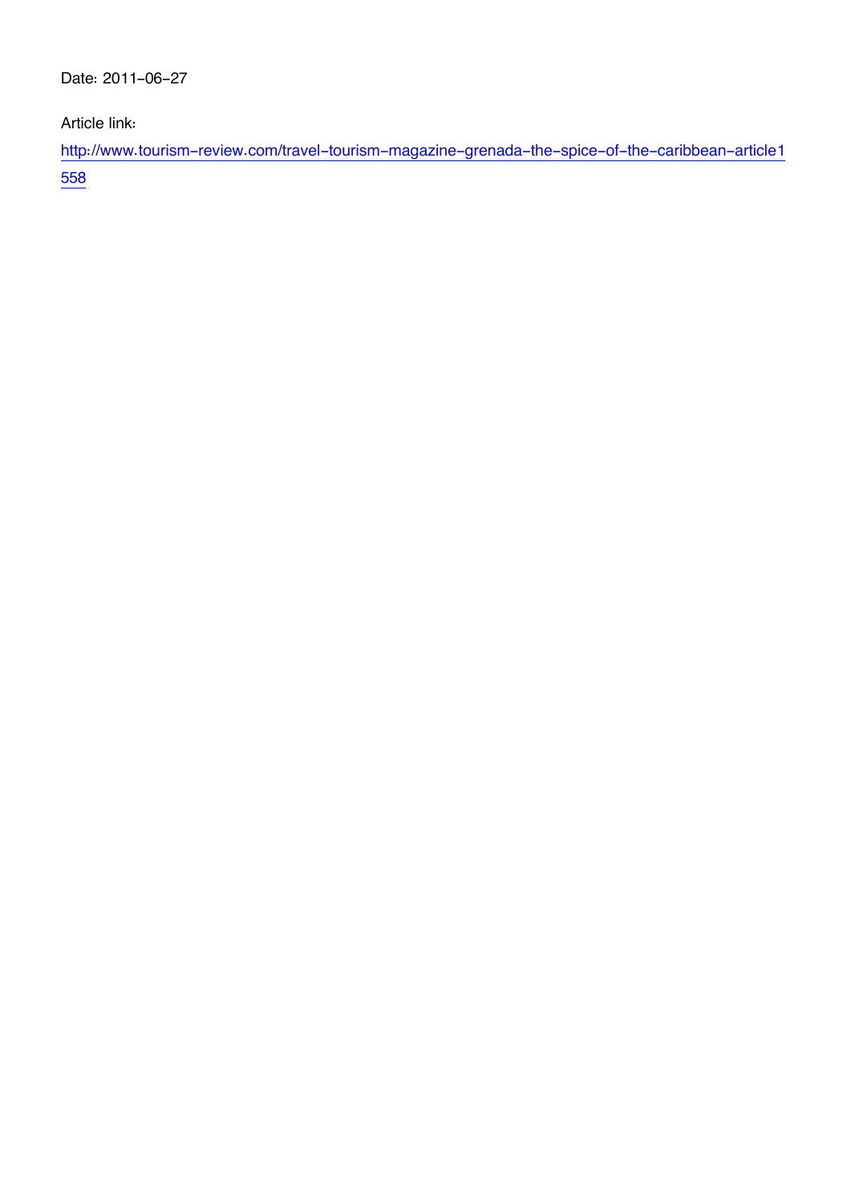Date: 2011-06-27

Article link:

http://www.tourism-review.com/travel-tourism-magazine-grenada-the-spice-of-the-caribbean-article1558